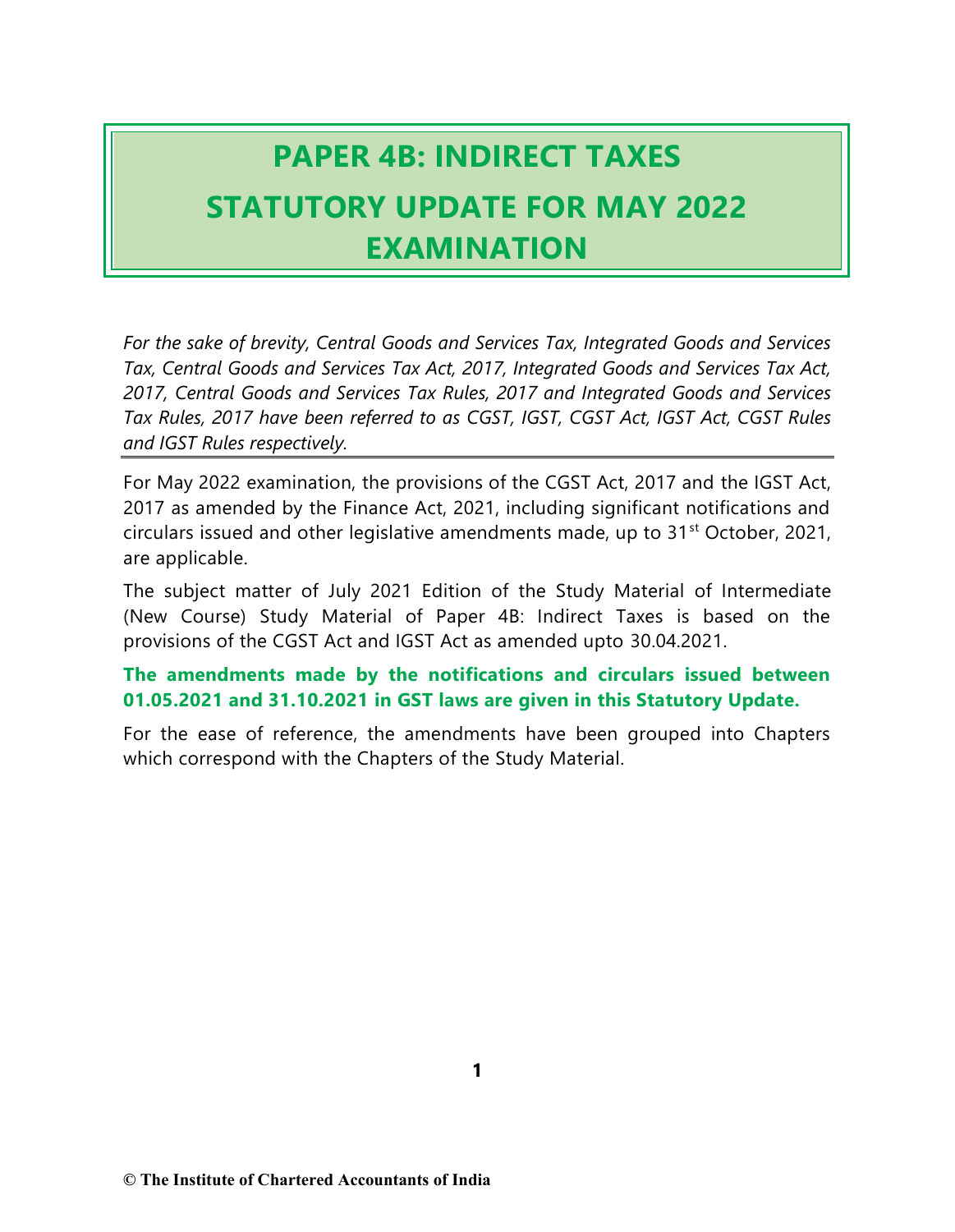# PAPER 4B: INDIRECT TAXES

# STATUTORY UPDATE FOR MAY 2022 EXAMINATION

*For the sake of brevity, Central Goods and Services Tax, Integrated Goods and Services Tax, Central Goods and Services Tax Act, 2017, Integrated Goods and Services Tax Act, 2017, Central Goods and Services Tax Rules, 2017 and Integrated Goods and Services Tax Rules, 2017 have been referred to as CGST, IGST, CGST Act, IGST Act, CGST Rules and IGST Rules respectively.*

---

For May 2022 examination, the provisions of the CGST Act, 2017 and the IGST Act, 2017 as amended by the Finance Act, 2021, including significant notifications and circulars issued and other legislative amendments made, up to 31st October, 2021, are applicable.

The subject matter of July 2021 Edition of the Study Material of Intermediate (New Course) Study Material of Paper 4B: Indirect Taxes is based on the provisions of the CGST Act and IGST Act as amended upto 30.04.2021.

**The amendments made by the notifications and circulars issued between 01.05.2021 and 31.10.2021 in GST laws are given in this Statutory Update.**

For the ease of reference, the amendments have been grouped into Chapters which correspond with the Chapters of the Study Material.

© The Institute of Chartered Accountants of India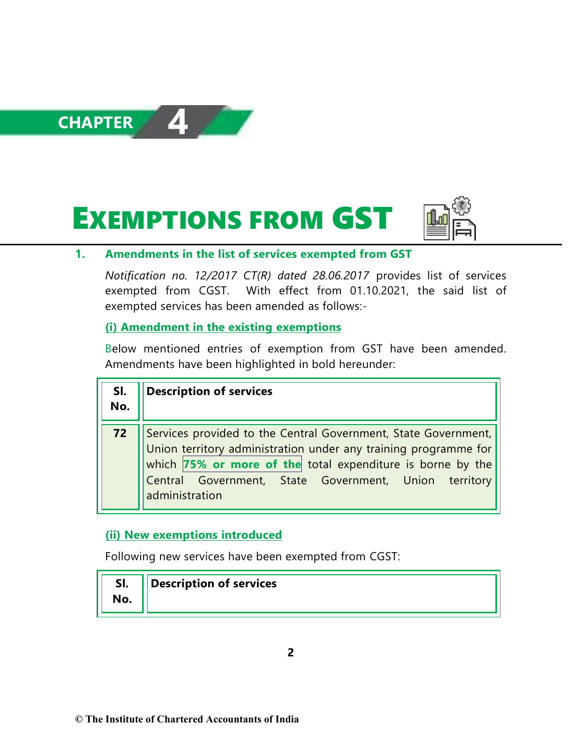CHAPTER 4

# EXEMPTIONS FROM GST

## 1. Amendments in the list of services exempted from GST

*Notification no. 12/2017 CT(R) dated 28.06.2017* provides list of services exempted from CGST. With effect from 01.10.2021, the said list of exempted services has been amended as follows:-

### (i) Amendment in the existing exemptions

Below mentioned entries of exemption from GST have been amended. Amendments have been highlighted in bold hereunder:

| Sl. No. | Description of services |
|---|---|
| **72** | Services provided to the Central Government, State Government, Union territory administration under any training programme for which **75% or more of the** total expenditure is borne by the Central Government, State Government, Union territory administration |

### (ii) New exemptions introduced

Following new services have been exempted from CGST:

| Sl. No. | Description of services |
|---|---|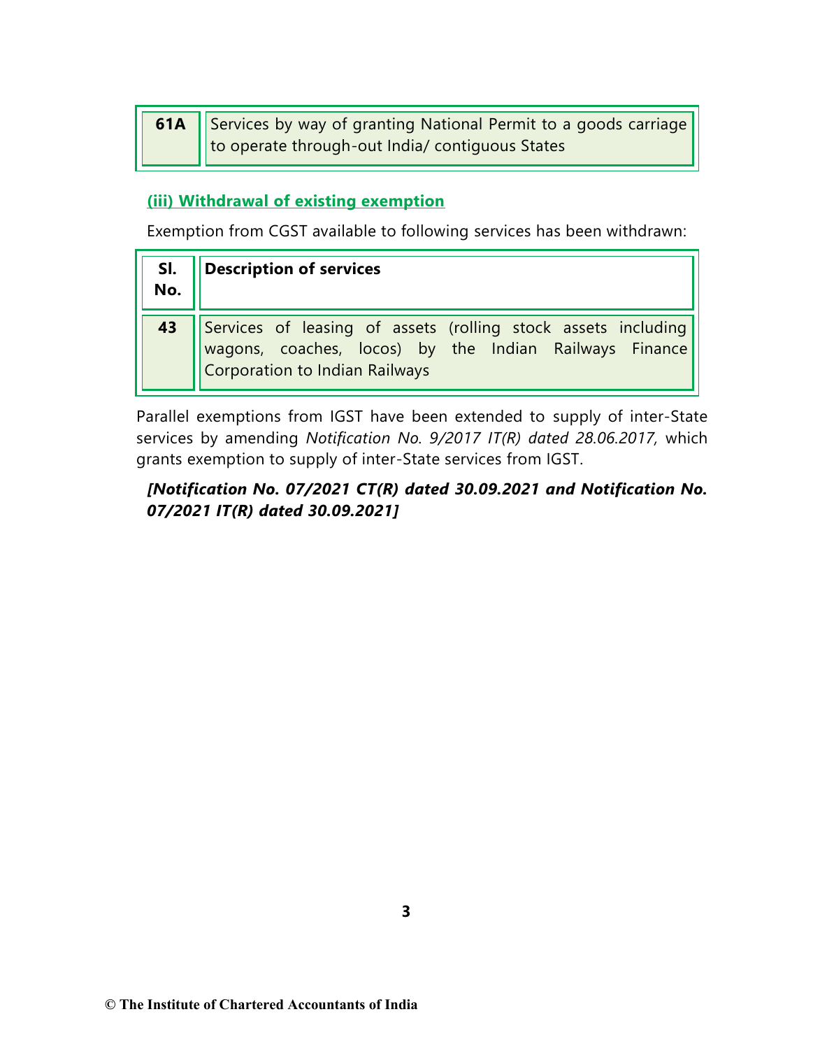| | |
|---|---|
| **61A** | Services by way of granting National Permit to a goods carriage to operate through-out India/ contiguous States |

### (iii) Withdrawal of existing exemption

Exemption from CGST available to following services has been withdrawn:

| Sl. No. | Description of services |
|---|---|
| **43** | Services of leasing of assets (rolling stock assets including wagons, coaches, locos) by the Indian Railways Finance Corporation to Indian Railways |

Parallel exemptions from IGST have been extended to supply of inter-State services by amending *Notification No. 9/2017 IT(R) dated 28.06.2017,* which grants exemption to supply of inter-State services from IGST.

***[Notification No. 07/2021 CT(R) dated 30.09.2021 and Notification No. 07/2021 IT(R) dated 30.09.2021]***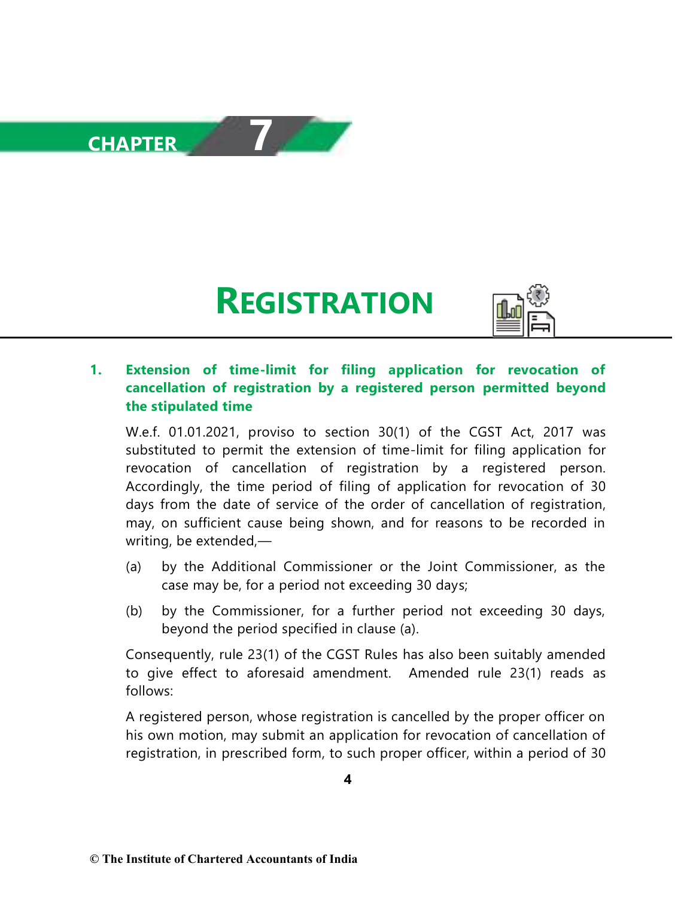# CHAPTER 7

# REGISTRATION

## 1. Extension of time-limit for filing application for revocation of cancellation of registration by a registered person permitted beyond the stipulated time

W.e.f. 01.01.2021, proviso to section 30(1) of the CGST Act, 2017 was substituted to permit the extension of time-limit for filing application for revocation of cancellation of registration by a registered person. Accordingly, the time period of filing of application for revocation of 30 days from the date of service of the order of cancellation of registration, may, on sufficient cause being shown, and for reasons to be recorded in writing, be extended,—

(a) by the Additional Commissioner or the Joint Commissioner, as the case may be, for a period not exceeding 30 days;

(b) by the Commissioner, for a further period not exceeding 30 days, beyond the period specified in clause (a).

Consequently, rule 23(1) of the CGST Rules has also been suitably amended to give effect to aforesaid amendment. Amended rule 23(1) reads as follows:

A registered person, whose registration is cancelled by the proper officer on his own motion, may submit an application for revocation of cancellation of registration, in prescribed form, to such proper officer, within a period of 30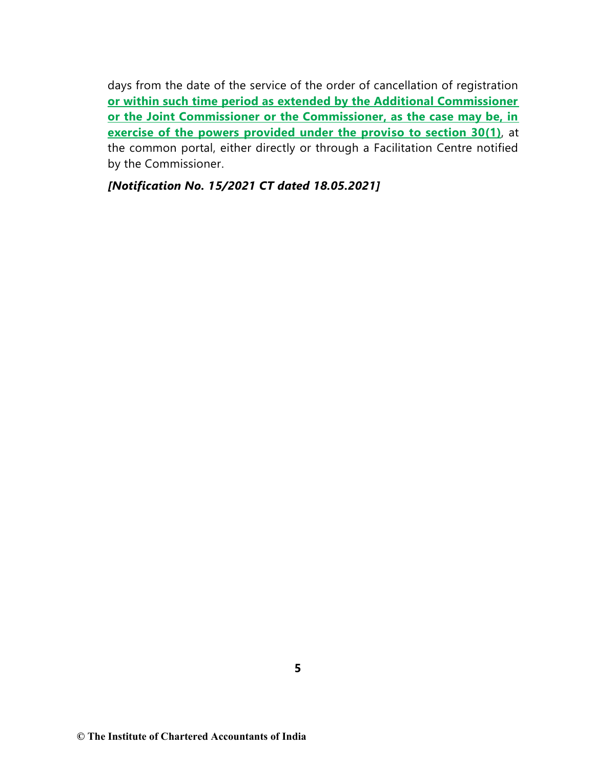days from the date of the service of the order of cancellation of registration **or within such time period as extended by the Additional Commissioner or the Joint Commissioner or the Commissioner, as the case may be, in exercise of the powers provided under the proviso to section 30(1)**, at the common portal, either directly or through a Facilitation Centre notified by the Commissioner.

***[Notification No. 15/2021 CT dated 18.05.2021]***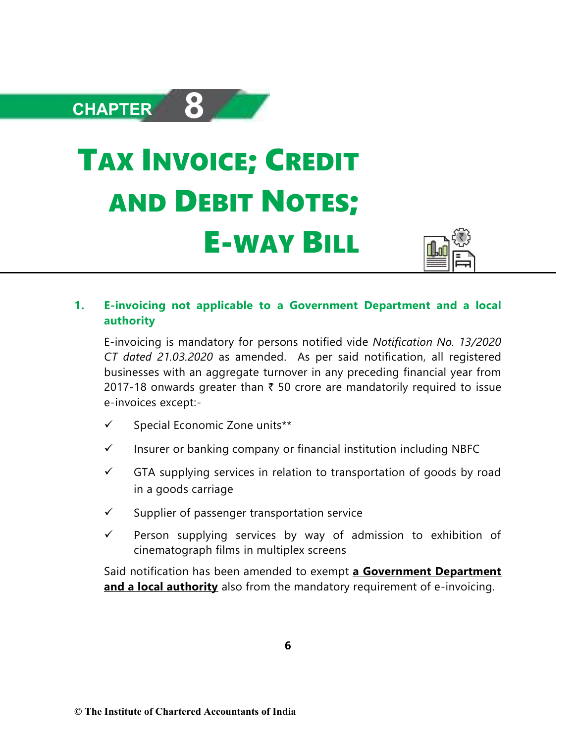CHAPTER 8

# TAX INVOICE; CREDIT AND DEBIT NOTES; E-WAY BILL

## 1. E-invoicing not applicable to a Government Department and a local authority

E-invoicing is mandatory for persons notified vide *Notification No. 13/2020 CT dated 21.03.2020* as amended. As per said notification, all registered businesses with an aggregate turnover in any preceding financial year from 2017-18 onwards greater than ₹ 50 crore are mandatorily required to issue e-invoices except:-

- ✓ Special Economic Zone units**
- ✓ Insurer or banking company or financial institution including NBFC
- ✓ GTA supplying services in relation to transportation of goods by road in a goods carriage
- ✓ Supplier of passenger transportation service
- ✓ Person supplying services by way of admission to exhibition of cinematograph films in multiplex screens

Said notification has been amended to exempt **a Government Department and a local authority** also from the mandatory requirement of e-invoicing.

© The Institute of Chartered Accountants of India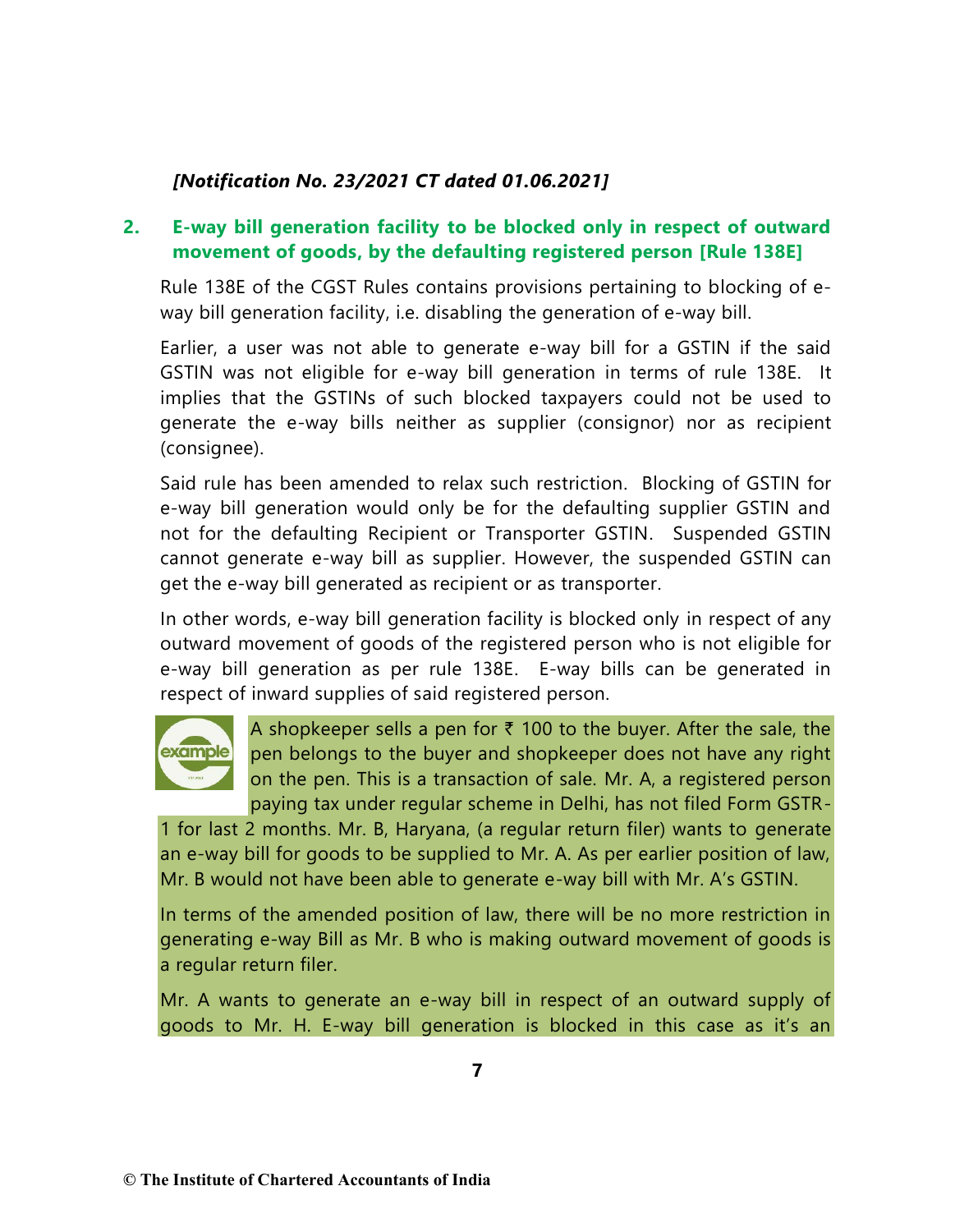*[Notification No. 23/2021 CT dated 01.06.2021]*

## 2. E-way bill generation facility to be blocked only in respect of outward movement of goods, by the defaulting registered person [Rule 138E]

Rule 138E of the CGST Rules contains provisions pertaining to blocking of e-way bill generation facility, i.e. disabling the generation of e-way bill.

Earlier, a user was not able to generate e-way bill for a GSTIN if the said GSTIN was not eligible for e-way bill generation in terms of rule 138E. It implies that the GSTINs of such blocked taxpayers could not be used to generate the e-way bills neither as supplier (consignor) nor as recipient (consignee).

Said rule has been amended to relax such restriction. Blocking of GSTIN for e-way bill generation would only be for the defaulting supplier GSTIN and not for the defaulting Recipient or Transporter GSTIN. Suspended GSTIN cannot generate e-way bill as supplier. However, the suspended GSTIN can get the e-way bill generated as recipient or as transporter.

In other words, e-way bill generation facility is blocked only in respect of any outward movement of goods of the registered person who is not eligible for e-way bill generation as per rule 138E. E-way bills can be generated in respect of inward supplies of said registered person.

A shopkeeper sells a pen for ₹ 100 to the buyer. After the sale, the pen belongs to the buyer and shopkeeper does not have any right on the pen. This is a transaction of sale. Mr. A, a registered person paying tax under regular scheme in Delhi, has not filed Form GSTR-1 for last 2 months. Mr. B, Haryana, (a regular return filer) wants to generate an e-way bill for goods to be supplied to Mr. A. As per earlier position of law, Mr. B would not have been able to generate e-way bill with Mr. A's GSTIN.

In terms of the amended position of law, there will be no more restriction in generating e-way Bill as Mr. B who is making outward movement of goods is a regular return filer.

Mr. A wants to generate an e-way bill in respect of an outward supply of goods to Mr. H. E-way bill generation is blocked in this case as it's an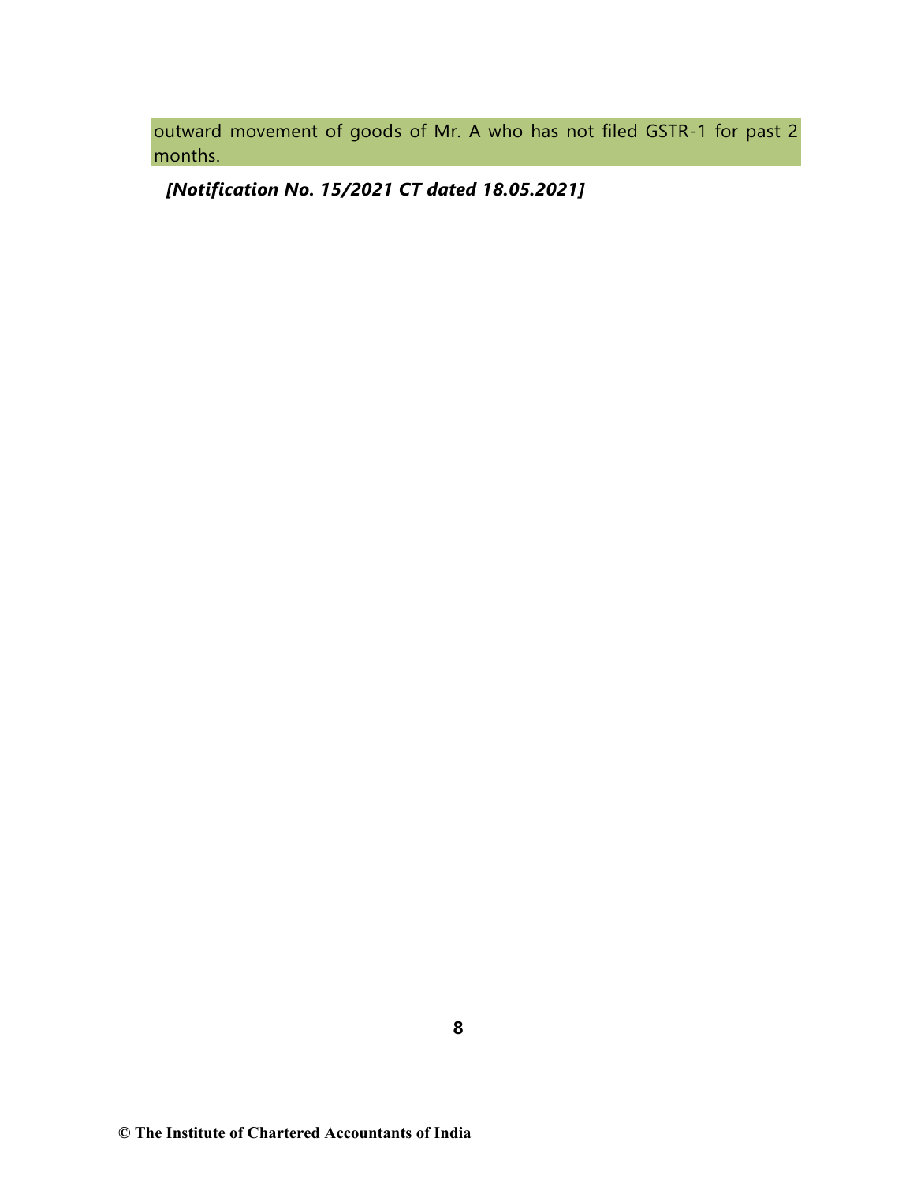outward movement of goods of Mr. A who has not filed GSTR-1 for past 2 months.

***[Notification No. 15/2021 CT dated 18.05.2021]***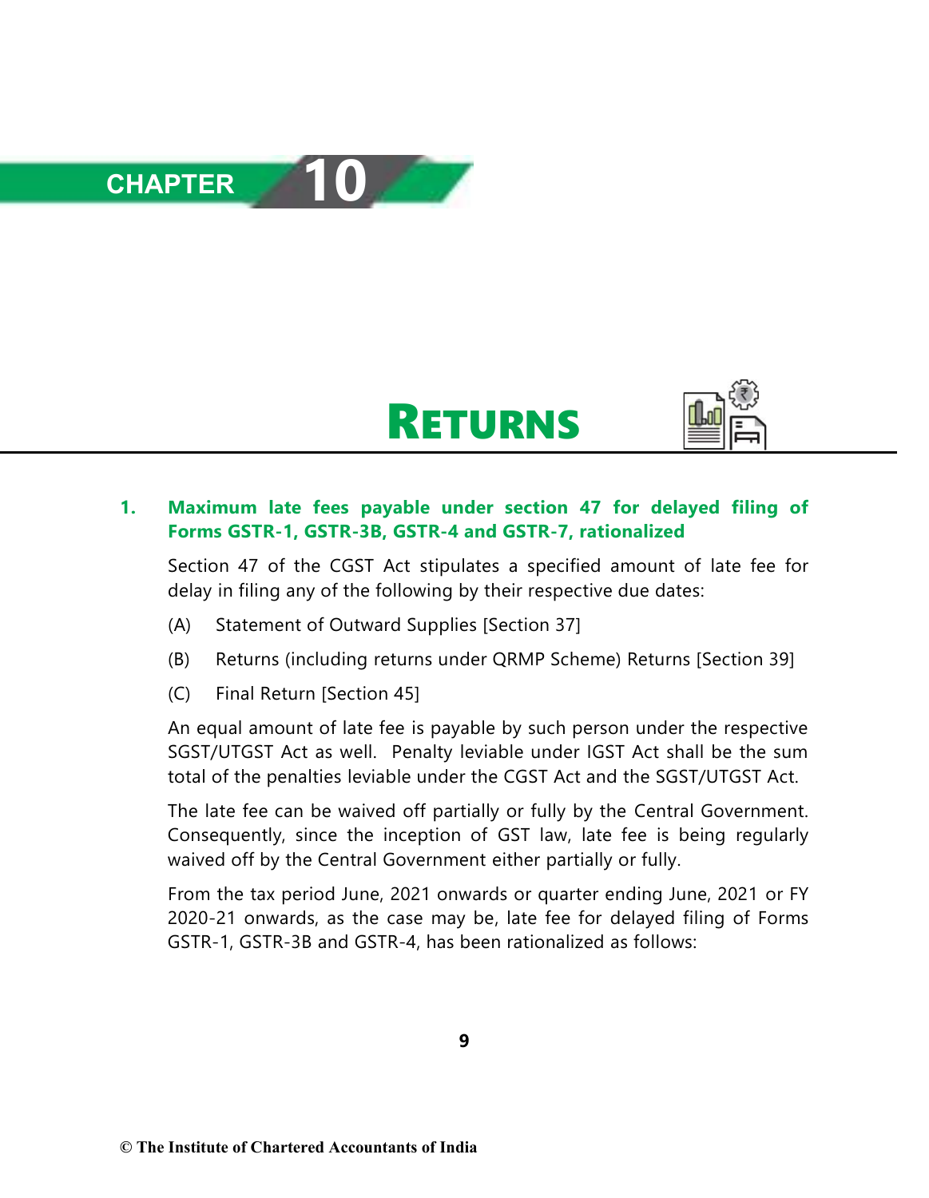# CHAPTER 10

# RETURNS

## 1. Maximum late fees payable under section 47 for delayed filing of Forms GSTR-1, GSTR-3B, GSTR-4 and GSTR-7, rationalized

Section 47 of the CGST Act stipulates a specified amount of late fee for delay in filing any of the following by their respective due dates:

(A) Statement of Outward Supplies [Section 37]

(B) Returns (including returns under QRMP Scheme) Returns [Section 39]

(C) Final Return [Section 45]

An equal amount of late fee is payable by such person under the respective SGST/UTGST Act as well. Penalty leviable under IGST Act shall be the sum total of the penalties leviable under the CGST Act and the SGST/UTGST Act.

The late fee can be waived off partially or fully by the Central Government. Consequently, since the inception of GST law, late fee is being regularly waived off by the Central Government either partially or fully.

From the tax period June, 2021 onwards or quarter ending June, 2021 or FY 2020-21 onwards, as the case may be, late fee for delayed filing of Forms GSTR-1, GSTR-3B and GSTR-4, has been rationalized as follows: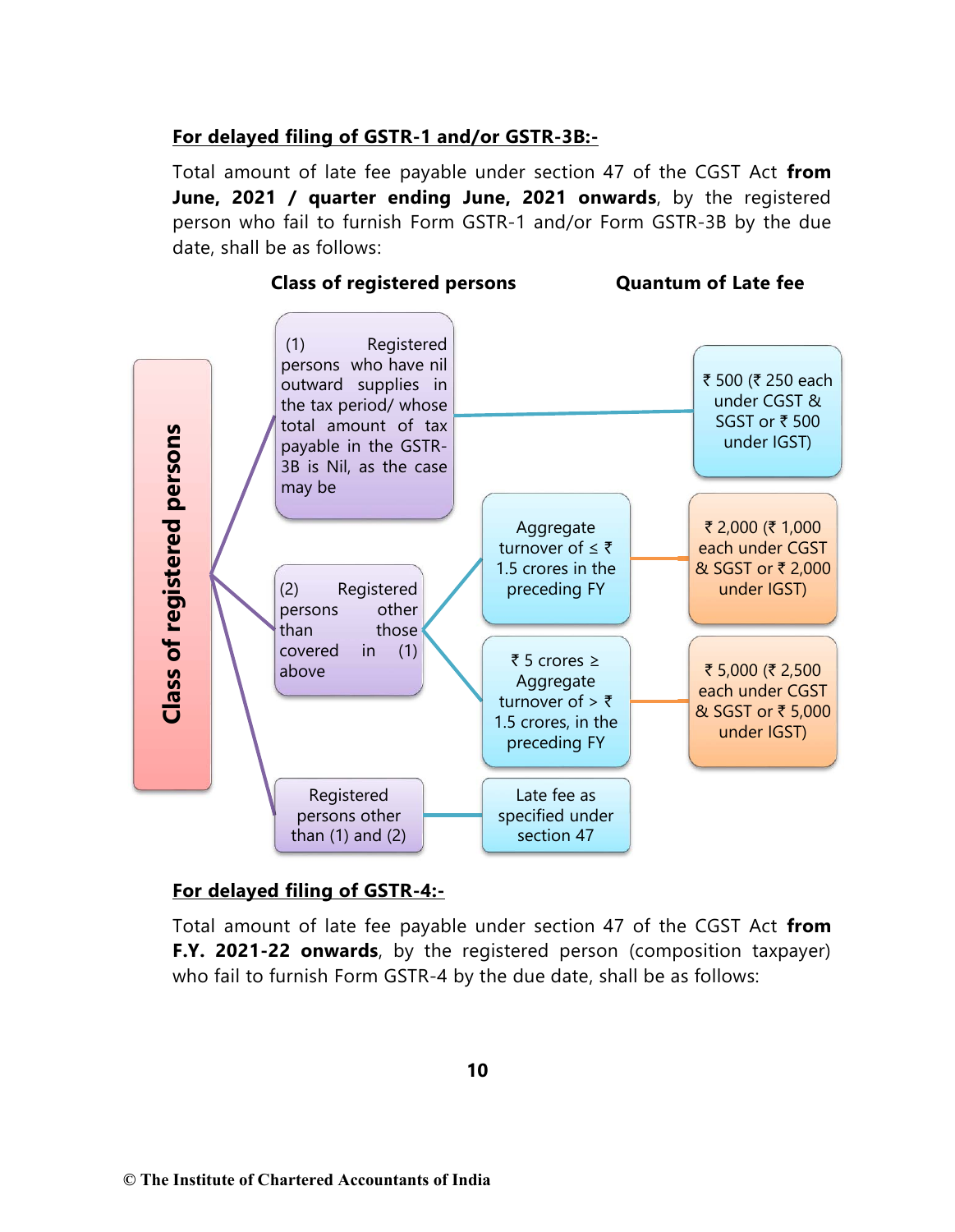**For delayed filing of GSTR-1 and/or GSTR-3B:-**

Total amount of late fee payable under section 47 of the CGST Act **from June, 2021 / quarter ending June, 2021 onwards**, by the registered person who fail to furnish Form GSTR-1 and/or Form GSTR-3B by the due date, shall be as follows:

**Class of registered persons** **Quantum of Late fee**

Class of registered persons

(1) Registered persons who have nil outward supplies in the tax period/ whose total amount of tax payable in the GSTR-3B is Nil, as the case may be

₹ 500 (₹ 250 each under CGST & SGST or ₹ 500 under IGST)

(2) Registered persons other than those covered in (1) above

Aggregate turnover of ≤ ₹ 1.5 crores in the preceding FY

₹ 2,000 (₹ 1,000 each under CGST & SGST or ₹ 2,000 under IGST)

₹ 5 crores ≥ Aggregate turnover of > ₹ 1.5 crores, in the preceding FY

₹ 5,000 (₹ 2,500 each under CGST & SGST or ₹ 5,000 under IGST)

Registered persons other than (1) and (2)

Late fee as specified under section 47

**For delayed filing of GSTR-4:-**

Total amount of late fee payable under section 47 of the CGST Act **from F.Y. 2021-22 onwards**, by the registered person (composition taxpayer) who fail to furnish Form GSTR-4 by the due date, shall be as follows: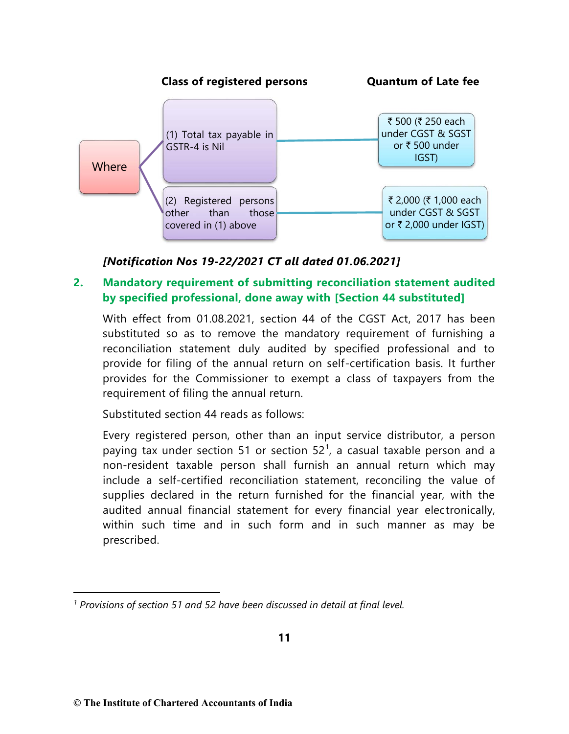| Where | Class of registered persons | Quantum of Late fee |
|---|---|---|
| | (1) Total tax payable in GSTR-4 is Nil | ₹ 500 (₹ 250 each under CGST & SGST or ₹ 500 under IGST) |
| | (2) Registered persons other than those covered in (1) above | ₹ 2,000 (₹ 1,000 each under CGST & SGST or ₹ 2,000 under IGST) |

***[Notification Nos 19-22/2021 CT all dated 01.06.2021]***

## 2. Mandatory requirement of submitting reconciliation statement audited by specified professional, done away with [Section 44 substituted]

With effect from 01.08.2021, section 44 of the CGST Act, 2017 has been substituted so as to remove the mandatory requirement of furnishing a reconciliation statement duly audited by specified professional and to provide for filing of the annual return on self-certification basis. It further provides for the Commissioner to exempt a class of taxpayers from the requirement of filing the annual return.

Substituted section 44 reads as follows:

Every registered person, other than an input service distributor, a person paying tax under section 51 or section 52[1], a casual taxable person and a non-resident taxable person shall furnish an annual return which may include a self-certified reconciliation statement, reconciling the value of supplies declared in the return furnished for the financial year, with the audited annual financial statement for every financial year electronically, within such time and in such form and in such manner as may be prescribed.

---

[1] *Provisions of section 51 and 52 have been discussed in detail at final level.*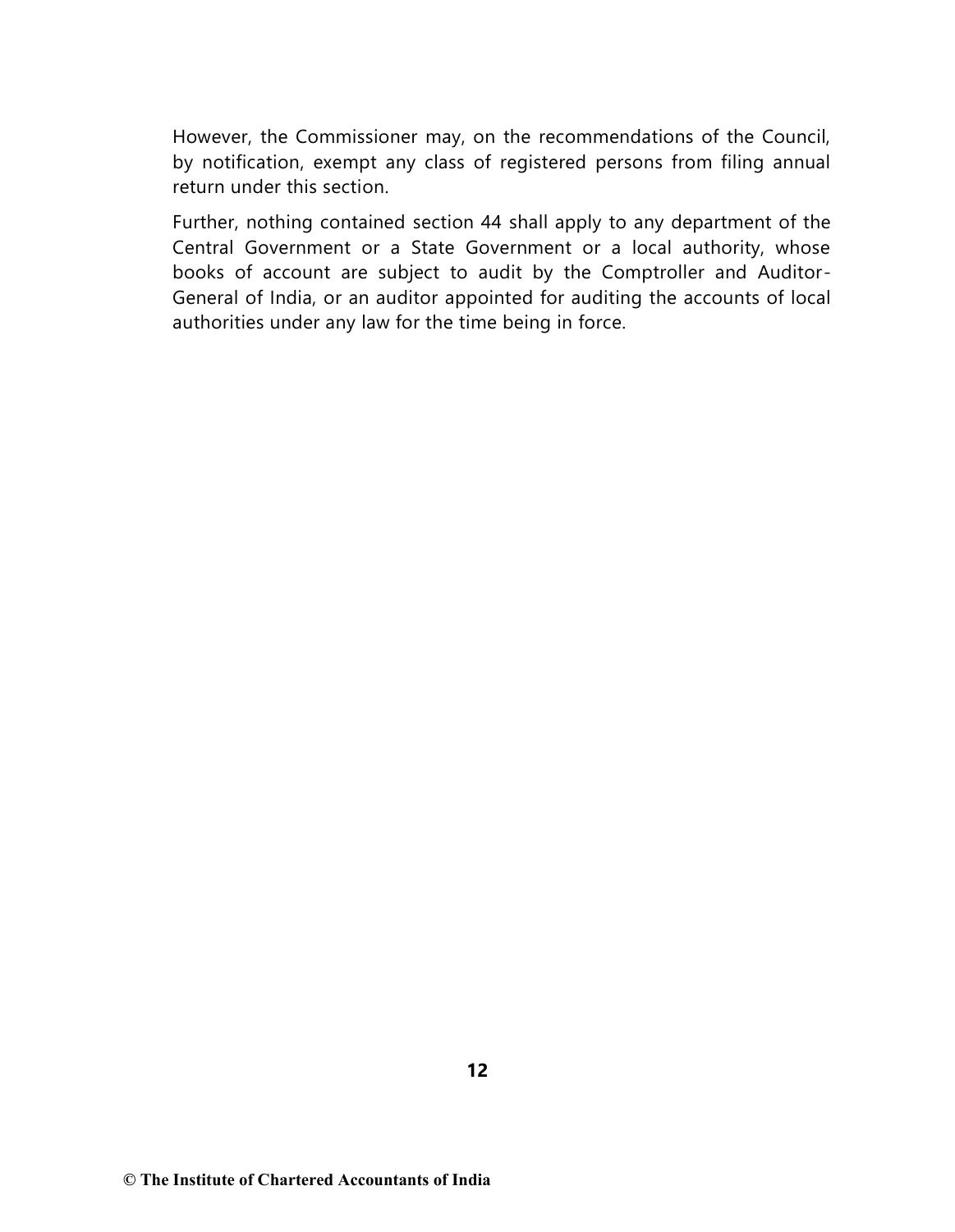However, the Commissioner may, on the recommendations of the Council, by notification, exempt any class of registered persons from filing annual return under this section.

Further, nothing contained section 44 shall apply to any department of the Central Government or a State Government or a local authority, whose books of account are subject to audit by the Comptroller and Auditor-General of India, or an auditor appointed for auditing the accounts of local authorities under any law for the time being in force.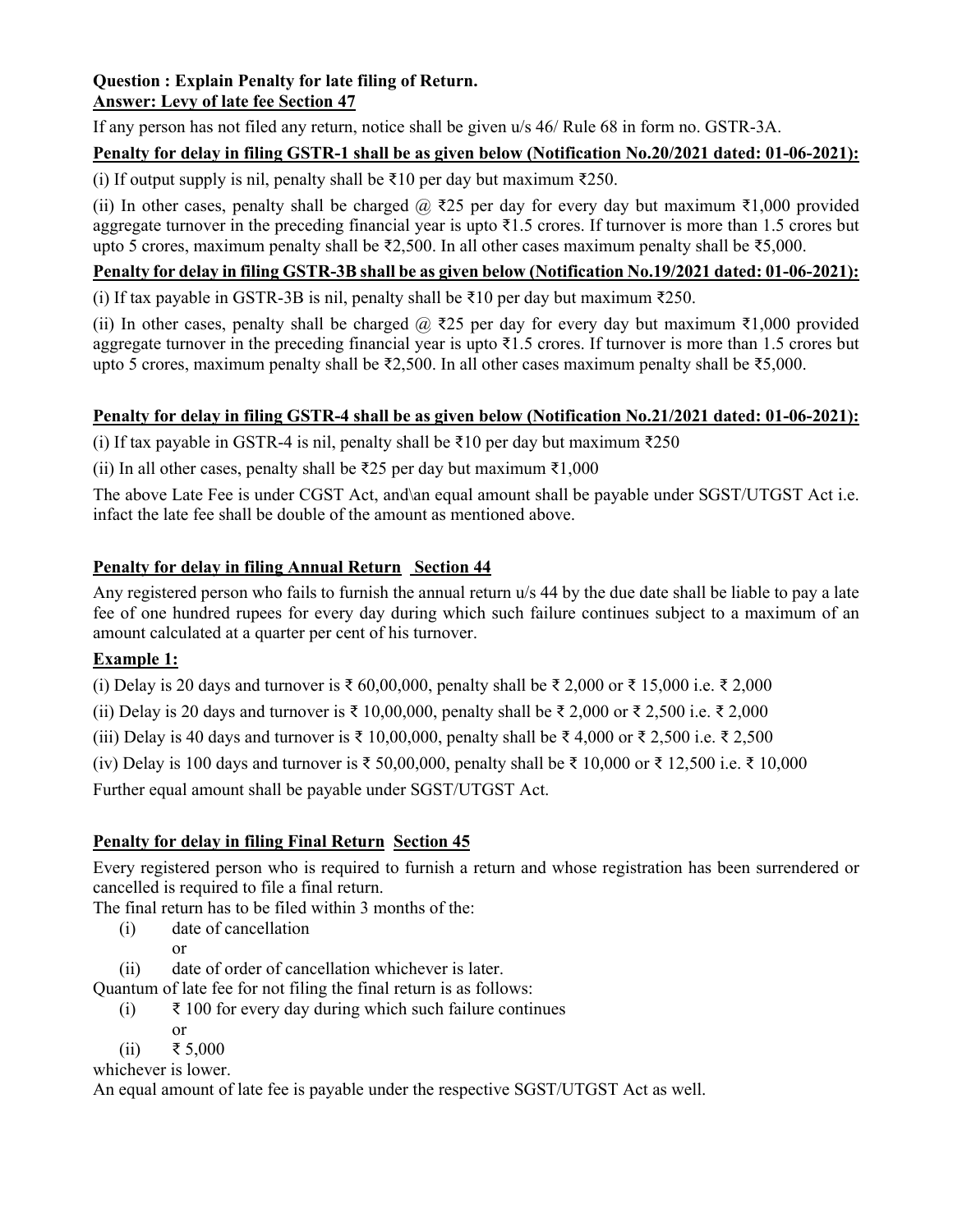**Question : Explain Penalty for late filing of Return.**

**<u>Answer: Levy of late fee Section 47</u>**

If any person has not filed any return, notice shall be given u/s 46/ Rule 68 in form no. GSTR-3A.

**<u>Penalty for delay in filing GSTR-1 shall be as given below (Notification No.20/2021 dated: 01-06-2021):</u>**

(i) If output supply is nil, penalty shall be ₹10 per day but maximum ₹250.

(ii) In other cases, penalty shall be charged @ ₹25 per day for every day but maximum ₹1,000 provided aggregate turnover in the preceding financial year is upto ₹1.5 crores. If turnover is more than 1.5 crores but upto 5 crores, maximum penalty shall be ₹2,500. In all other cases maximum penalty shall be ₹5,000.

**<u>Penalty for delay in filing GSTR-3B shall be as given below (Notification No.19/2021 dated: 01-06-2021):</u>**

(i) If tax payable in GSTR-3B is nil, penalty shall be ₹10 per day but maximum ₹250.

(ii) In other cases, penalty shall be charged @ ₹25 per day for every day but maximum ₹1,000 provided aggregate turnover in the preceding financial year is upto ₹1.5 crores. If turnover is more than 1.5 crores but upto 5 crores, maximum penalty shall be ₹2,500. In all other cases maximum penalty shall be ₹5,000.

**<u>Penalty for delay in filing GSTR-4 shall be as given below (Notification No.21/2021 dated: 01-06-2021):</u>**

(i) If tax payable in GSTR-4 is nil, penalty shall be ₹10 per day but maximum ₹250

(ii) In all other cases, penalty shall be ₹25 per day but maximum ₹1,000

The above Late Fee is under CGST Act, and\an equal amount shall be payable under SGST/UTGST Act i.e. infact the late fee shall be double of the amount as mentioned above.

**<u>Penalty for delay in filing Annual Return Section 44</u>**

Any registered person who fails to furnish the annual return u/s 44 by the due date shall be liable to pay a late fee of one hundred rupees for every day during which such failure continues subject to a maximum of an amount calculated at a quarter per cent of his turnover.

**<u>Example 1:</u>**

(i) Delay is 20 days and turnover is ₹ 60,00,000, penalty shall be ₹ 2,000 or ₹ 15,000 i.e. ₹ 2,000

(ii) Delay is 20 days and turnover is ₹ 10,00,000, penalty shall be ₹ 2,000 or ₹ 2,500 i.e. ₹ 2,000

(iii) Delay is 40 days and turnover is ₹ 10,00,000, penalty shall be ₹ 4,000 or ₹ 2,500 i.e. ₹ 2,500

(iv) Delay is 100 days and turnover is ₹ 50,00,000, penalty shall be ₹ 10,000 or ₹ 12,500 i.e. ₹ 10,000

Further equal amount shall be payable under SGST/UTGST Act.

**<u>Penalty for delay in filing Final Return Section 45</u>**

Every registered person who is required to furnish a return and whose registration has been surrendered or cancelled is required to file a final return.

The final return has to be filed within 3 months of the:

(i) date of cancellation

or

(ii) date of order of cancellation whichever is later.

Quantum of late fee for not filing the final return is as follows:

(i) ₹ 100 for every day during which such failure continues

or

(ii) ₹ 5,000

whichever is lower.

An equal amount of late fee is payable under the respective SGST/UTGST Act as well.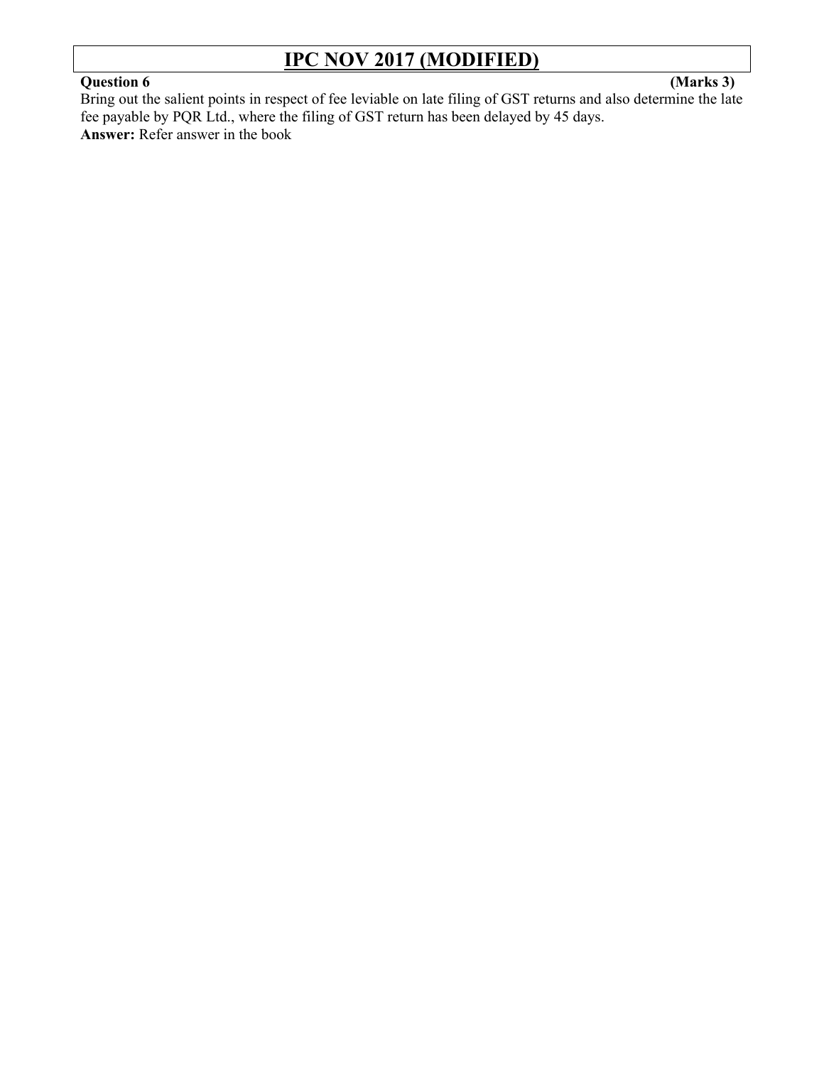# IPC NOV 2017 (MODIFIED)

**Question 6** **(Marks 3)**

Bring out the salient points in respect of fee leviable on late filing of GST returns and also determine the late fee payable by PQR Ltd., where the filing of GST return has been delayed by 45 days.

**Answer:** Refer answer in the book